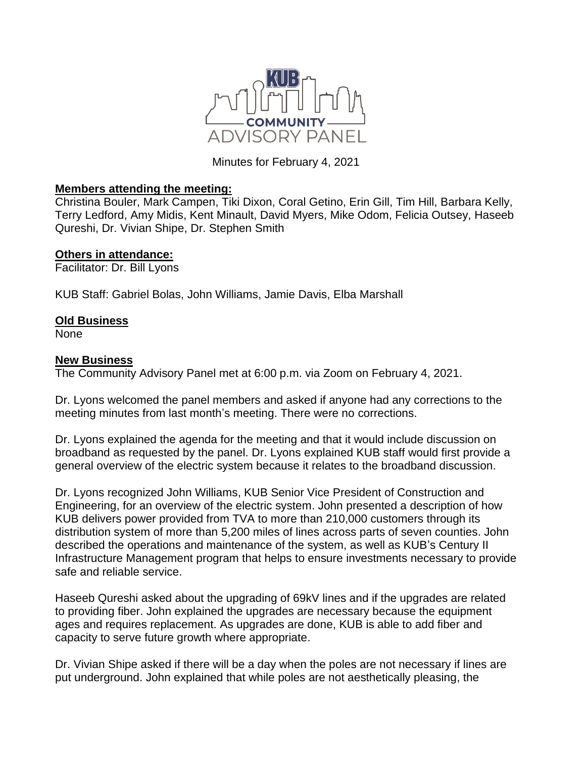KUB COMMUNITY ADVISORY PANEL

Minutes for February 4, 2021

**Members attending the meeting:**
Christina Bouler, Mark Campen, Tiki Dixon, Coral Getino, Erin Gill, Tim Hill, Barbara Kelly, Terry Ledford, Amy Midis, Kent Minault, David Myers, Mike Odom, Felicia Outsey, Haseeb Qureshi, Dr. Vivian Shipe, Dr. Stephen Smith

**Others in attendance:**
Facilitator: Dr. Bill Lyons

KUB Staff: Gabriel Bolas, John Williams, Jamie Davis, Elba Marshall

**Old Business**
None

**New Business**
The Community Advisory Panel met at 6:00 p.m. via Zoom on February 4, 2021.

Dr. Lyons welcomed the panel members and asked if anyone had any corrections to the meeting minutes from last month's meeting. There were no corrections.

Dr. Lyons explained the agenda for the meeting and that it would include discussion on broadband as requested by the panel. Dr. Lyons explained KUB staff would first provide a general overview of the electric system because it relates to the broadband discussion.

Dr. Lyons recognized John Williams, KUB Senior Vice President of Construction and Engineering, for an overview of the electric system. John presented a description of how KUB delivers power provided from TVA to more than 210,000 customers through its distribution system of more than 5,200 miles of lines across parts of seven counties. John described the operations and maintenance of the system, as well as KUB's Century II Infrastructure Management program that helps to ensure investments necessary to provide safe and reliable service.

Haseeb Qureshi asked about the upgrading of 69kV lines and if the upgrades are related to providing fiber. John explained the upgrades are necessary because the equipment ages and requires replacement. As upgrades are done, KUB is able to add fiber and capacity to serve future growth where appropriate.

Dr. Vivian Shipe asked if there will be a day when the poles are not necessary if lines are put underground. John explained that while poles are not aesthetically pleasing, the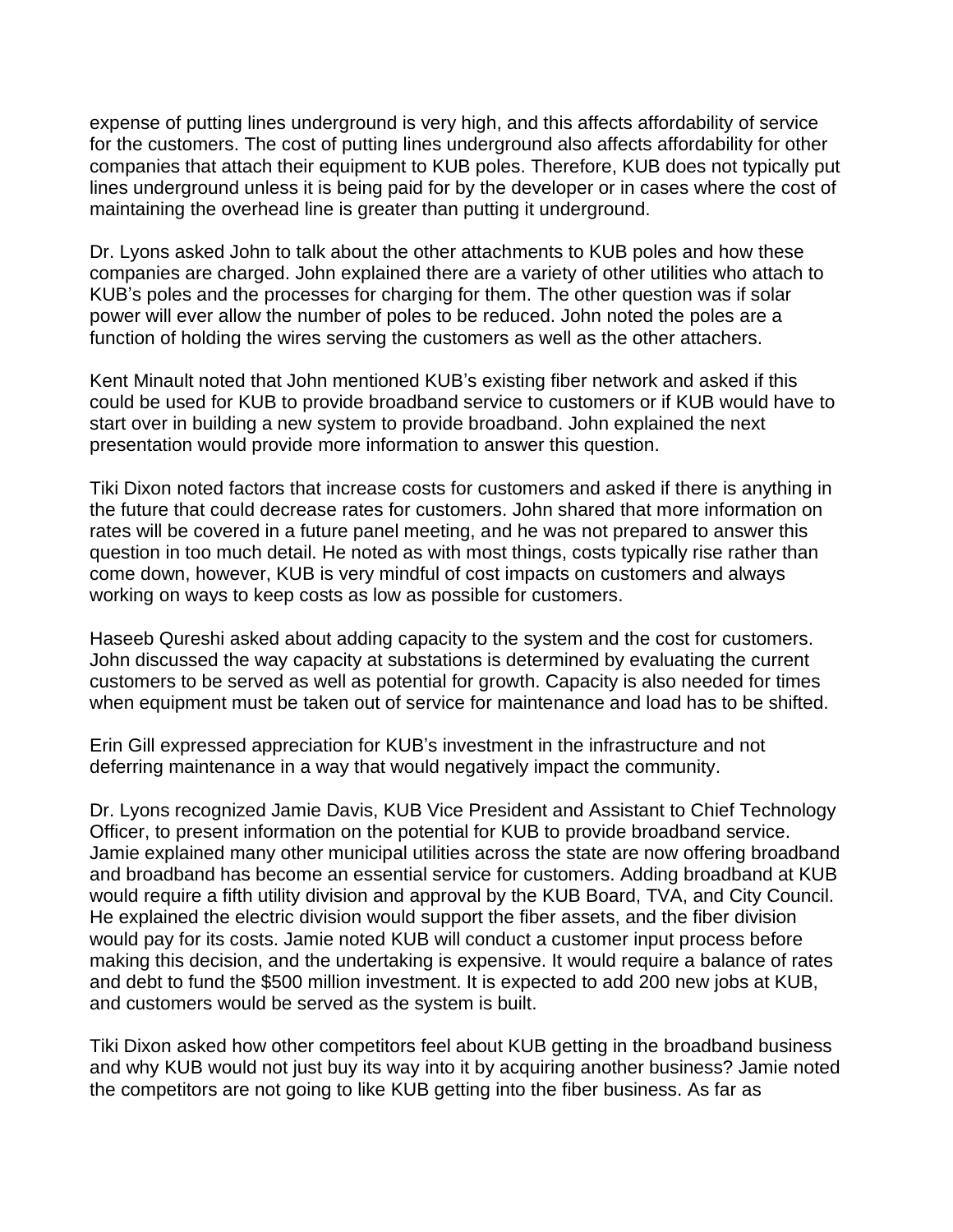expense of putting lines underground is very high, and this affects affordability of service for the customers. The cost of putting lines underground also affects affordability for other companies that attach their equipment to KUB poles. Therefore, KUB does not typically put lines underground unless it is being paid for by the developer or in cases where the cost of maintaining the overhead line is greater than putting it underground.

Dr. Lyons asked John to talk about the other attachments to KUB poles and how these companies are charged. John explained there are a variety of other utilities who attach to KUB's poles and the processes for charging for them. The other question was if solar power will ever allow the number of poles to be reduced. John noted the poles are a function of holding the wires serving the customers as well as the other attachers.

Kent Minault noted that John mentioned KUB's existing fiber network and asked if this could be used for KUB to provide broadband service to customers or if KUB would have to start over in building a new system to provide broadband. John explained the next presentation would provide more information to answer this question.

Tiki Dixon noted factors that increase costs for customers and asked if there is anything in the future that could decrease rates for customers. John shared that more information on rates will be covered in a future panel meeting, and he was not prepared to answer this question in too much detail. He noted as with most things, costs typically rise rather than come down, however, KUB is very mindful of cost impacts on customers and always working on ways to keep costs as low as possible for customers.

Haseeb Qureshi asked about adding capacity to the system and the cost for customers. John discussed the way capacity at substations is determined by evaluating the current customers to be served as well as potential for growth. Capacity is also needed for times when equipment must be taken out of service for maintenance and load has to be shifted.

Erin Gill expressed appreciation for KUB's investment in the infrastructure and not deferring maintenance in a way that would negatively impact the community.

Dr. Lyons recognized Jamie Davis, KUB Vice President and Assistant to Chief Technology Officer, to present information on the potential for KUB to provide broadband service. Jamie explained many other municipal utilities across the state are now offering broadband and broadband has become an essential service for customers. Adding broadband at KUB would require a fifth utility division and approval by the KUB Board, TVA, and City Council. He explained the electric division would support the fiber assets, and the fiber division would pay for its costs. Jamie noted KUB will conduct a customer input process before making this decision, and the undertaking is expensive. It would require a balance of rates and debt to fund the $500 million investment. It is expected to add 200 new jobs at KUB, and customers would be served as the system is built.

Tiki Dixon asked how other competitors feel about KUB getting in the broadband business and why KUB would not just buy its way into it by acquiring another business? Jamie noted the competitors are not going to like KUB getting into the fiber business. As far as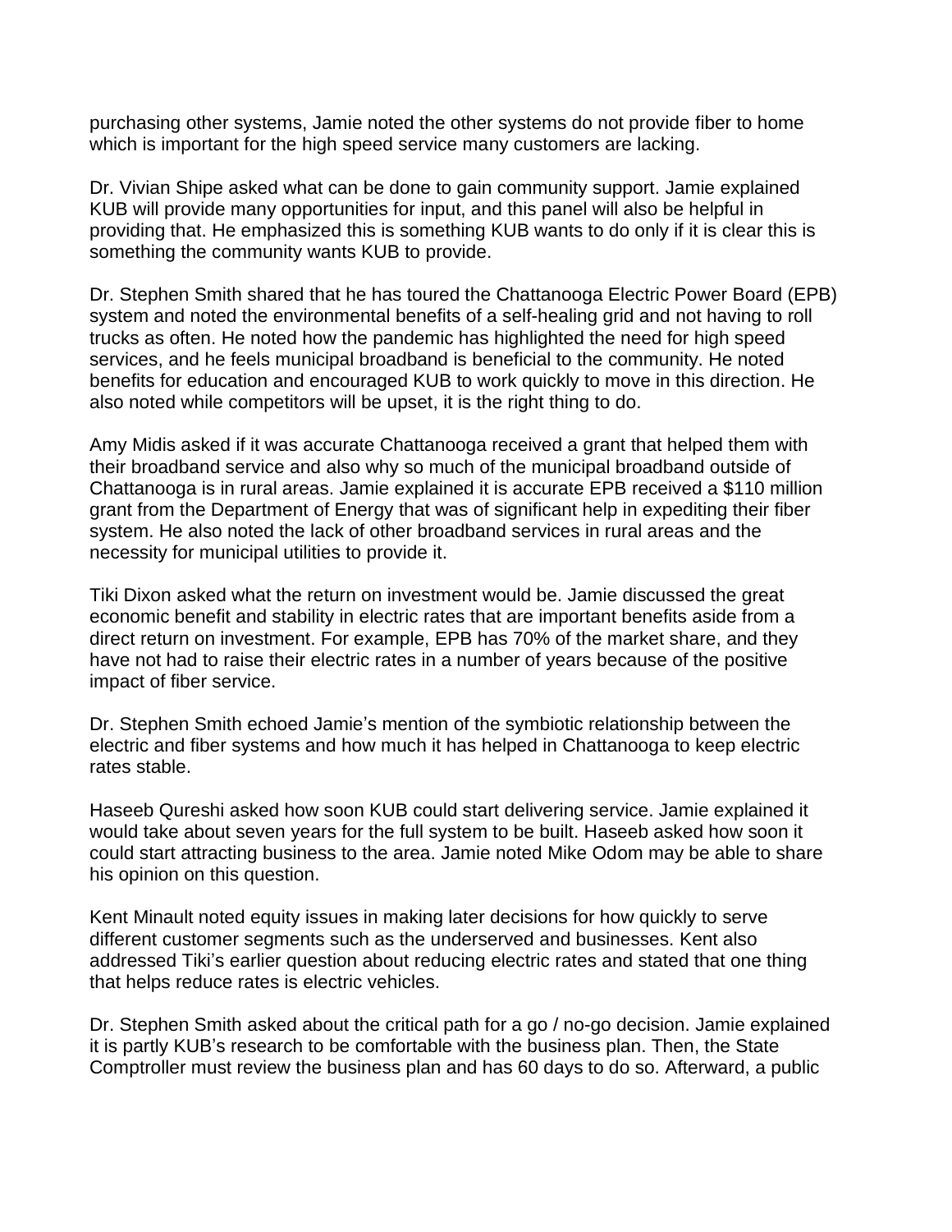purchasing other systems, Jamie noted the other systems do not provide fiber to home which is important for the high speed service many customers are lacking.

Dr. Vivian Shipe asked what can be done to gain community support. Jamie explained KUB will provide many opportunities for input, and this panel will also be helpful in providing that. He emphasized this is something KUB wants to do only if it is clear this is something the community wants KUB to provide.

Dr. Stephen Smith shared that he has toured the Chattanooga Electric Power Board (EPB) system and noted the environmental benefits of a self-healing grid and not having to roll trucks as often. He noted how the pandemic has highlighted the need for high speed services, and he feels municipal broadband is beneficial to the community. He noted benefits for education and encouraged KUB to work quickly to move in this direction. He also noted while competitors will be upset, it is the right thing to do.

Amy Midis asked if it was accurate Chattanooga received a grant that helped them with their broadband service and also why so much of the municipal broadband outside of Chattanooga is in rural areas. Jamie explained it is accurate EPB received a $110 million grant from the Department of Energy that was of significant help in expediting their fiber system. He also noted the lack of other broadband services in rural areas and the necessity for municipal utilities to provide it.

Tiki Dixon asked what the return on investment would be. Jamie discussed the great economic benefit and stability in electric rates that are important benefits aside from a direct return on investment. For example, EPB has 70% of the market share, and they have not had to raise their electric rates in a number of years because of the positive impact of fiber service.

Dr. Stephen Smith echoed Jamie's mention of the symbiotic relationship between the electric and fiber systems and how much it has helped in Chattanooga to keep electric rates stable.

Haseeb Qureshi asked how soon KUB could start delivering service. Jamie explained it would take about seven years for the full system to be built. Haseeb asked how soon it could start attracting business to the area. Jamie noted Mike Odom may be able to share his opinion on this question.

Kent Minault noted equity issues in making later decisions for how quickly to serve different customer segments such as the underserved and businesses. Kent also addressed Tiki's earlier question about reducing electric rates and stated that one thing that helps reduce rates is electric vehicles.

Dr. Stephen Smith asked about the critical path for a go / no-go decision. Jamie explained it is partly KUB's research to be comfortable with the business plan. Then, the State Comptroller must review the business plan and has 60 days to do so. Afterward, a public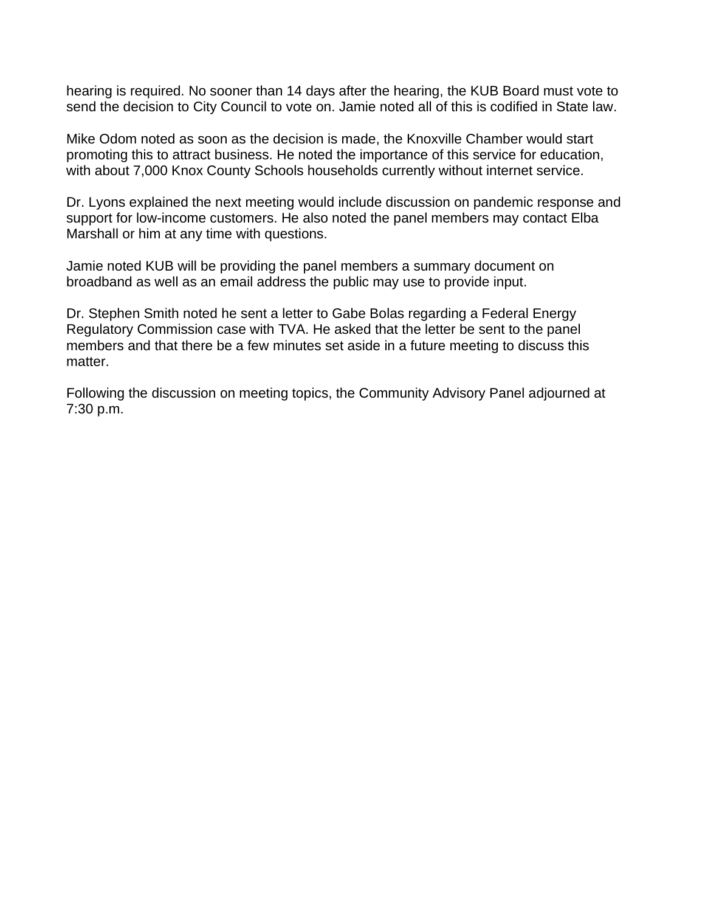hearing is required. No sooner than 14 days after the hearing, the KUB Board must vote to send the decision to City Council to vote on. Jamie noted all of this is codified in State law.

Mike Odom noted as soon as the decision is made, the Knoxville Chamber would start promoting this to attract business. He noted the importance of this service for education, with about 7,000 Knox County Schools households currently without internet service.

Dr. Lyons explained the next meeting would include discussion on pandemic response and support for low-income customers. He also noted the panel members may contact Elba Marshall or him at any time with questions.

Jamie noted KUB will be providing the panel members a summary document on broadband as well as an email address the public may use to provide input.

Dr. Stephen Smith noted he sent a letter to Gabe Bolas regarding a Federal Energy Regulatory Commission case with TVA. He asked that the letter be sent to the panel members and that there be a few minutes set aside in a future meeting to discuss this matter.

Following the discussion on meeting topics, the Community Advisory Panel adjourned at 7:30 p.m.